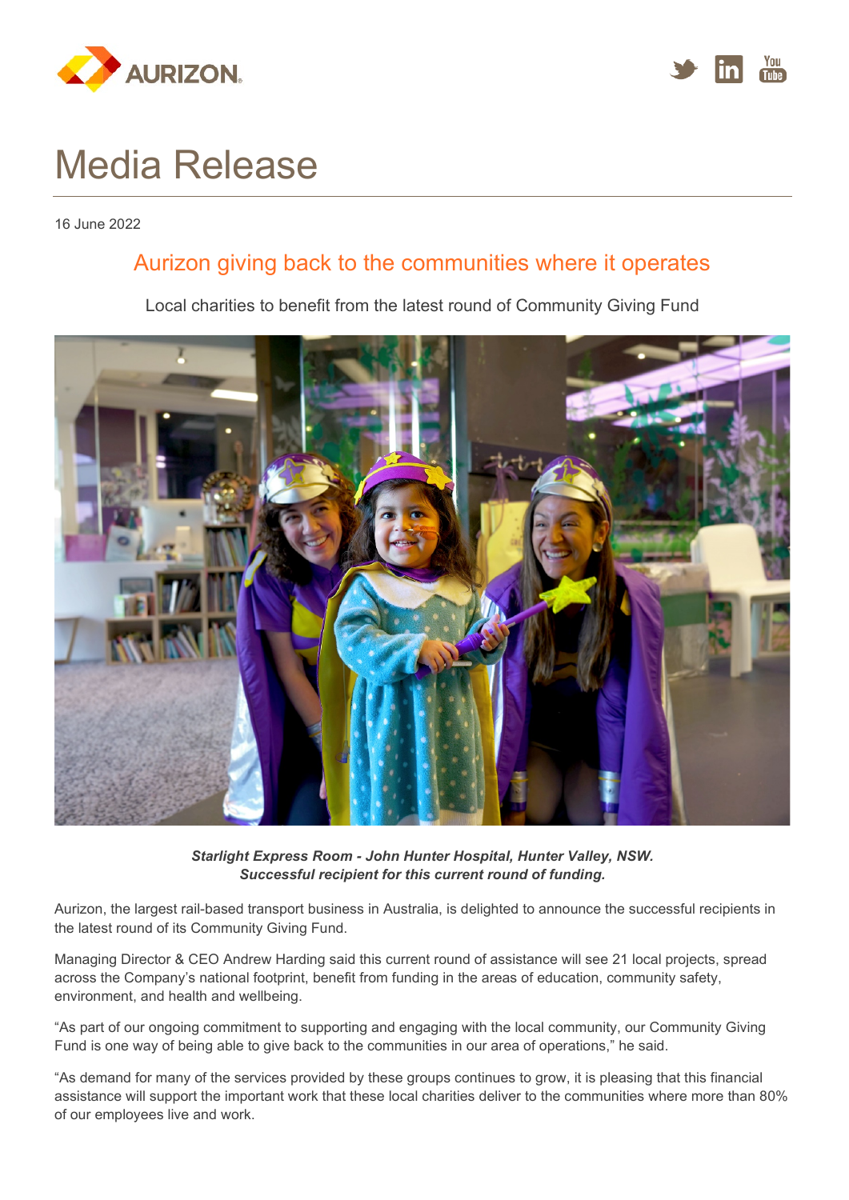# Media Release

16 June 2022

## Aurizon giving back to the communities where it operates

Local charities to benefit from the latest round of Community Giving Fund

***Starlight Express Room - John Hunter Hospital, Hunter Valley, NSW. Successful recipient for this current round of funding.***

Aurizon, the largest rail-based transport business in Australia, is delighted to announce the successful recipients in the latest round of its Community Giving Fund.

Managing Director & CEO Andrew Harding said this current round of assistance will see 21 local projects, spread across the Company's national footprint, benefit from funding in the areas of education, community safety, environment, and health and wellbeing.

"As part of our ongoing commitment to supporting and engaging with the local community, our Community Giving Fund is one way of being able to give back to the communities in our area of operations," he said.

"As demand for many of the services provided by these groups continues to grow, it is pleasing that this financial assistance will support the important work that these local charities deliver to the communities where more than 80% of our employees live and work.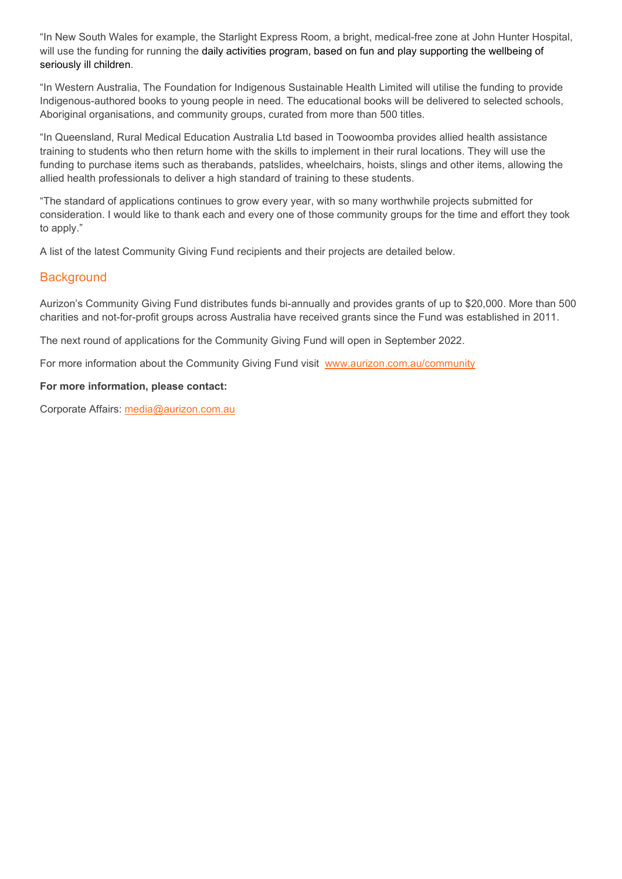"In New South Wales for example, the Starlight Express Room, a bright, medical-free zone at John Hunter Hospital, will use the funding for running the daily activities program, based on fun and play supporting the wellbeing of seriously ill children.

"In Western Australia, The Foundation for Indigenous Sustainable Health Limited will utilise the funding to provide Indigenous-authored books to young people in need. The educational books will be delivered to selected schools, Aboriginal organisations, and community groups, curated from more than 500 titles.

"In Queensland, Rural Medical Education Australia Ltd based in Toowoomba provides allied health assistance training to students who then return home with the skills to implement in their rural locations. They will use the funding to purchase items such as therabands, patslides, wheelchairs, hoists, slings and other items, allowing the allied health professionals to deliver a high standard of training to these students.

"The standard of applications continues to grow every year, with so many worthwhile projects submitted for consideration. I would like to thank each and every one of those community groups for the time and effort they took to apply."

A list of the latest Community Giving Fund recipients and their projects are detailed below.

## Background

Aurizon's Community Giving Fund distributes funds bi-annually and provides grants of up to $20,000. More than 500 charities and not-for-profit groups across Australia have received grants since the Fund was established in 2011.

The next round of applications for the Community Giving Fund will open in September 2022.

For more information about the Community Giving Fund visit [www.aurizon.com.au/community](http://www.aurizon.com.au/community)

**For more information, please contact:**

Corporate Affairs: [media@aurizon.com.au](mailto:media@aurizon.com.au)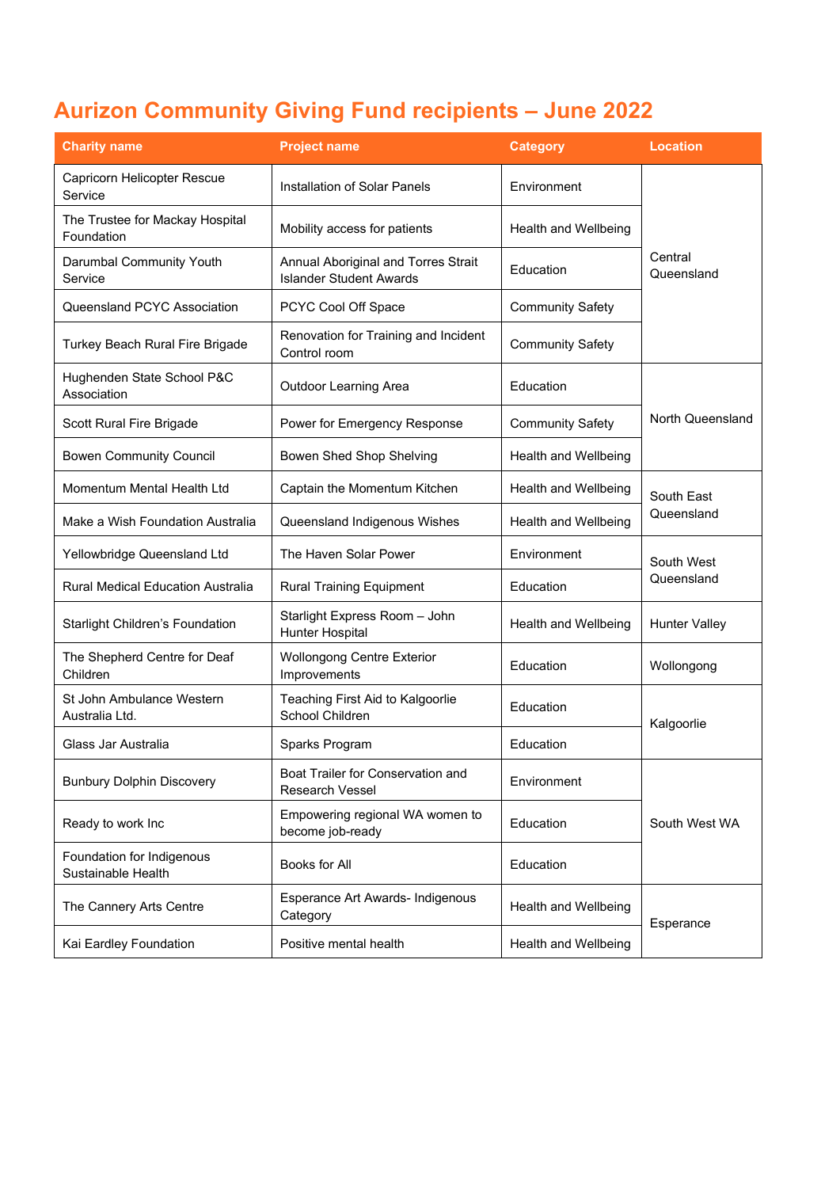## Aurizon Community Giving Fund recipients – June 2022

| Charity name | Project name | Category | Location |
|---|---|---|---|
| Capricorn Helicopter Rescue Service | Installation of Solar Panels | Environment | Central Queensland |
| The Trustee for Mackay Hospital Foundation | Mobility access for patients | Health and Wellbeing | |
| Darumbal Community Youth Service | Annual Aboriginal and Torres Strait Islander Student Awards | Education | |
| Queensland PCYC Association | PCYC Cool Off Space | Community Safety | |
| Turkey Beach Rural Fire Brigade | Renovation for Training and Incident Control room | Community Safety | |
| Hughenden State School P&C Association | Outdoor Learning Area | Education | North Queensland |
| Scott Rural Fire Brigade | Power for Emergency Response | Community Safety | |
| Bowen Community Council | Bowen Shed Shop Shelving | Health and Wellbeing | |
| Momentum Mental Health Ltd | Captain the Momentum Kitchen | Health and Wellbeing | South East Queensland |
| Make a Wish Foundation Australia | Queensland Indigenous Wishes | Health and Wellbeing | |
| Yellowbridge Queensland Ltd | The Haven Solar Power | Environment | South West Queensland |
| Rural Medical Education Australia | Rural Training Equipment | Education | |
| Starlight Children's Foundation | Starlight Express Room – John Hunter Hospital | Health and Wellbeing | Hunter Valley |
| The Shepherd Centre for Deaf Children | Wollongong Centre Exterior Improvements | Education | Wollongong |
| St John Ambulance Western Australia Ltd. | Teaching First Aid to Kalgoorlie School Children | Education | Kalgoorlie |
| Glass Jar Australia | Sparks Program | Education | |
| Bunbury Dolphin Discovery | Boat Trailer for Conservation and Research Vessel | Environment | South West WA |
| Ready to work Inc | Empowering regional WA women to become job-ready | Education | |
| Foundation for Indigenous Sustainable Health | Books for All | Education | |
| The Cannery Arts Centre | Esperance Art Awards- Indigenous Category | Health and Wellbeing | Esperance |
| Kai Eardley Foundation | Positive mental health | Health and Wellbeing | |